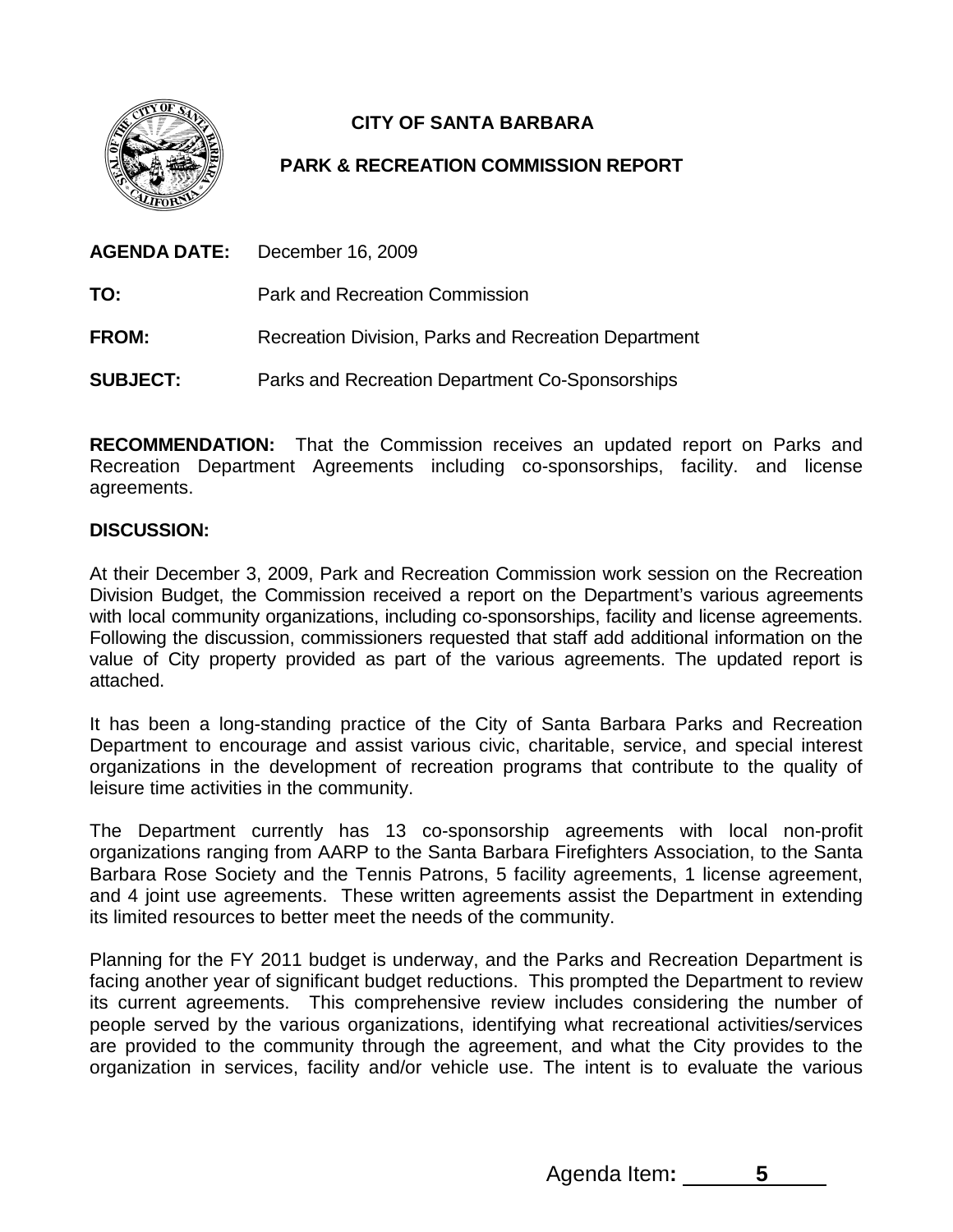**CITY OF SANTA BARBARA**

**PARK & RECREATION COMMISSION REPORT**

**AGENDA DATE:** December 16, 2009

**TO:** Park and Recreation Commission

**FROM:** Recreation Division, Parks and Recreation Department

**SUBJECT:** Parks and Recreation Department Co-Sponsorships

**RECOMMENDATION:** That the Commission receives an updated report on Parks and Recreation Department Agreements including co-sponsorships, facility. and license agreements.

**DISCUSSION:**

At their December 3, 2009, Park and Recreation Commission work session on the Recreation Division Budget, the Commission received a report on the Department's various agreements with local community organizations, including co-sponsorships, facility and license agreements. Following the discussion, commissioners requested that staff add additional information on the value of City property provided as part of the various agreements. The updated report is attached.

It has been a long-standing practice of the City of Santa Barbara Parks and Recreation Department to encourage and assist various civic, charitable, service, and special interest organizations in the development of recreation programs that contribute to the quality of leisure time activities in the community.

The Department currently has 13 co-sponsorship agreements with local non-profit organizations ranging from AARP to the Santa Barbara Firefighters Association, to the Santa Barbara Rose Society and the Tennis Patrons, 5 facility agreements, 1 license agreement, and 4 joint use agreements. These written agreements assist the Department in extending its limited resources to better meet the needs of the community.

Planning for the FY 2011 budget is underway, and the Parks and Recreation Department is facing another year of significant budget reductions. This prompted the Department to review its current agreements. This comprehensive review includes considering the number of people served by the various organizations, identifying what recreational activities/services are provided to the community through the agreement, and what the City provides to the organization in services, facility and/or vehicle use. The intent is to evaluate the various

Agenda Item: 5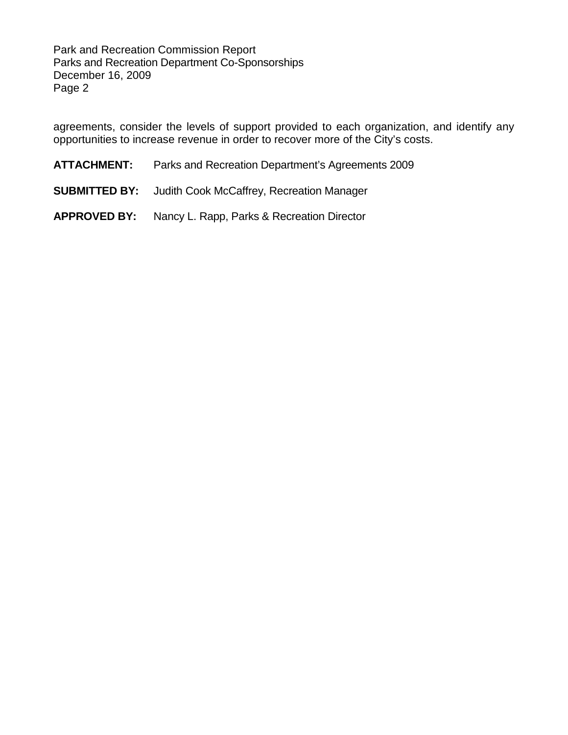agreements, consider the levels of support provided to each organization, and identify any opportunities to increase revenue in order to recover more of the City's costs.

**ATTACHMENT:** Parks and Recreation Department's Agreements 2009

**SUBMITTED BY:** Judith Cook McCaffrey, Recreation Manager

**APPROVED BY:** Nancy L. Rapp, Parks & Recreation Director